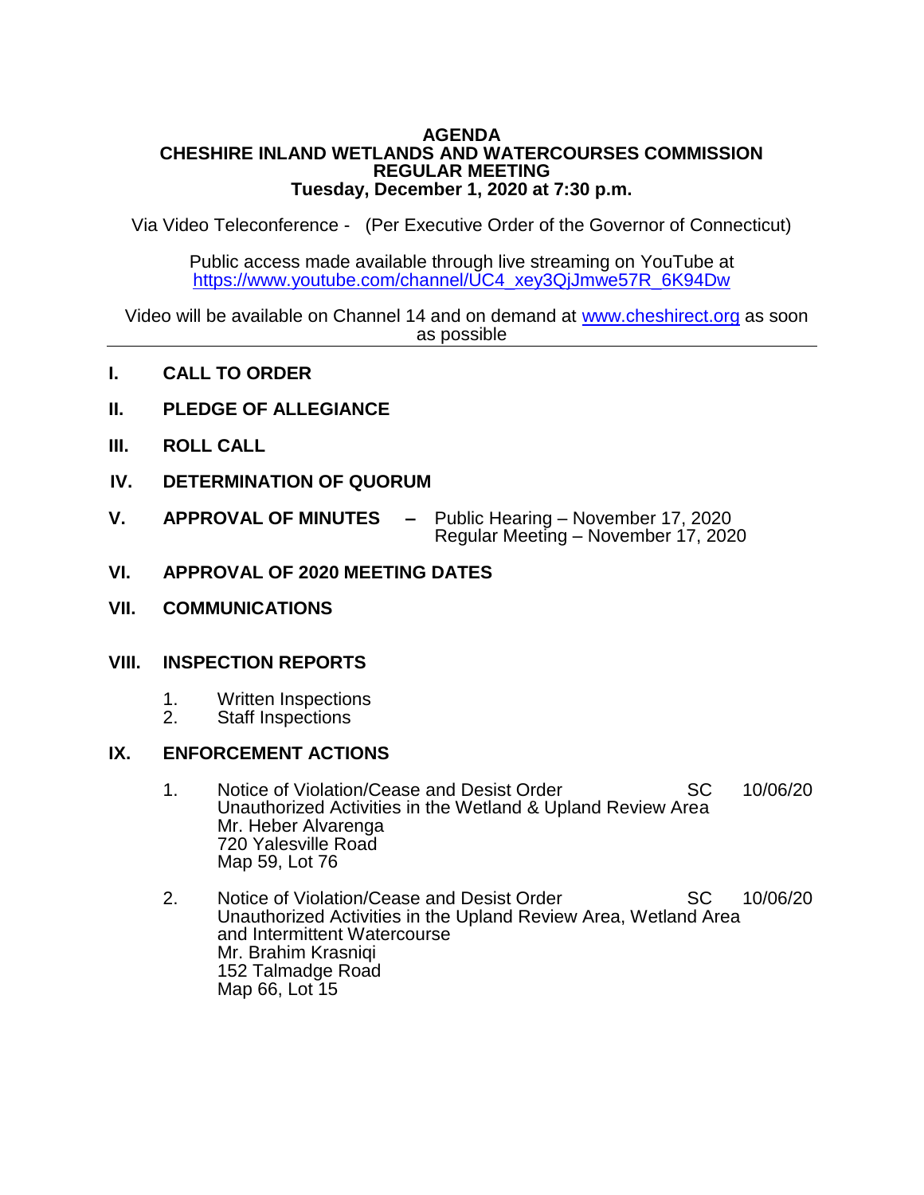# AGENDA
## CHESHIRE INLAND WETLANDS AND WATERCOURSES COMMISSION
## REGULAR MEETING
## Tuesday, December 1, 2020 at 7:30 p.m.

Via Video Teleconference - (Per Executive Order of the Governor of Connecticut)

Public access made available through live streaming on YouTube at
https://www.youtube.com/channel/UC4_xey3QjJmwe57R_6K94Dw

Video will be available on Channel 14 and on demand at www.cheshirect.org as soon as possible

---

**I. CALL TO ORDER**

**II. PLEDGE OF ALLEGIANCE**

**III. ROLL CALL**

**IV. DETERMINATION OF QUORUM**

**V. APPROVAL OF MINUTES** – Public Hearing – November 17, 2020
Regular Meeting – November 17, 2020

**VI. APPROVAL OF 2020 MEETING DATES**

**VII. COMMUNICATIONS**

**VIII. INSPECTION REPORTS**

1. Written Inspections
2. Staff Inspections

**IX. ENFORCEMENT ACTIONS**

1. Notice of Violation/Cease and Desist Order SC 10/06/20
   Unauthorized Activities in the Wetland & Upland Review Area
   Mr. Heber Alvarenga
   720 Yalesville Road
   Map 59, Lot 76

2. Notice of Violation/Cease and Desist Order SC 10/06/20
   Unauthorized Activities in the Upland Review Area, Wetland Area and Intermittent Watercourse
   Mr. Brahim Krasniqi
   152 Talmadge Road
   Map 66, Lot 15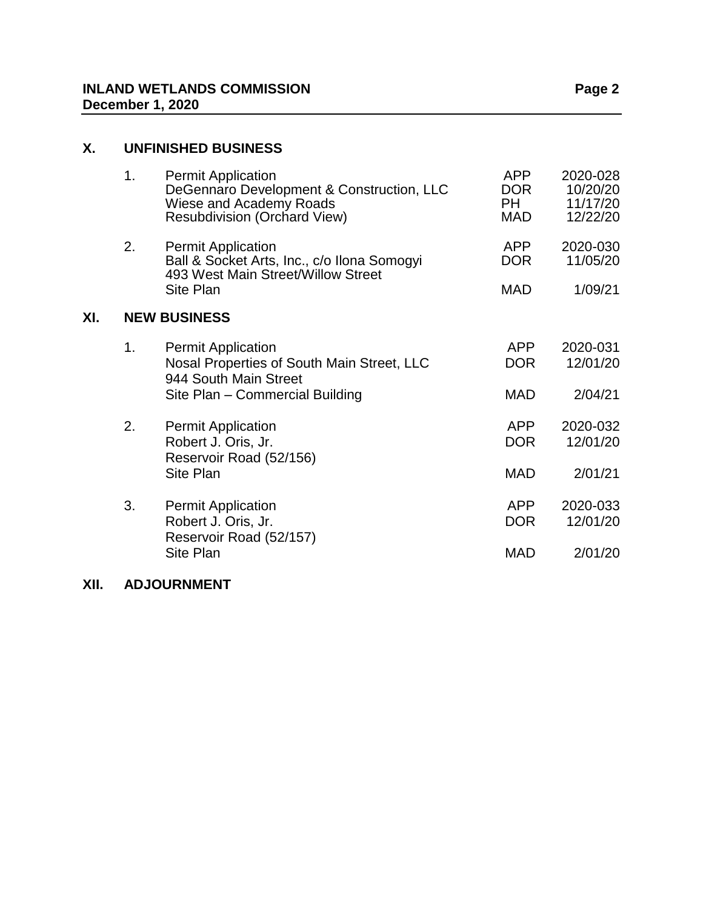## X. UNFINISHED BUSINESS

| | | | |
|---|---|---|---|
| 1. | Permit Application<br>DeGennaro Development & Construction, LLC<br>Wiese and Academy Roads<br>Resubdivision (Orchard View) | APP<br>DOR<br>PH<br>MAD | 2020-028<br>10/20/20<br>11/17/20<br>12/22/20 |
| 2. | Permit Application<br>Ball & Socket Arts, Inc., c/o Ilona Somogyi<br>493 West Main Street/Willow Street<br>Site Plan | APP<br>DOR<br><br>MAD | 2020-030<br>11/05/20<br><br>1/09/21 |

## XI. NEW BUSINESS

| | | | |
|---|---|---|---|
| 1. | Permit Application<br>Nosal Properties of South Main Street, LLC<br>944 South Main Street<br>Site Plan – Commercial Building | APP<br>DOR<br><br>MAD | 2020-031<br>12/01/20<br><br>2/04/21 |
| 2. | Permit Application<br>Robert J. Oris, Jr.<br>Reservoir Road (52/156)<br>Site Plan | APP<br>DOR<br><br>MAD | 2020-032<br>12/01/20<br><br>2/01/21 |
| 3. | Permit Application<br>Robert J. Oris, Jr.<br>Reservoir Road (52/157)<br>Site Plan | APP<br>DOR<br><br>MAD | 2020-033<br>12/01/20<br><br>2/01/20 |

## XII. ADJOURNMENT